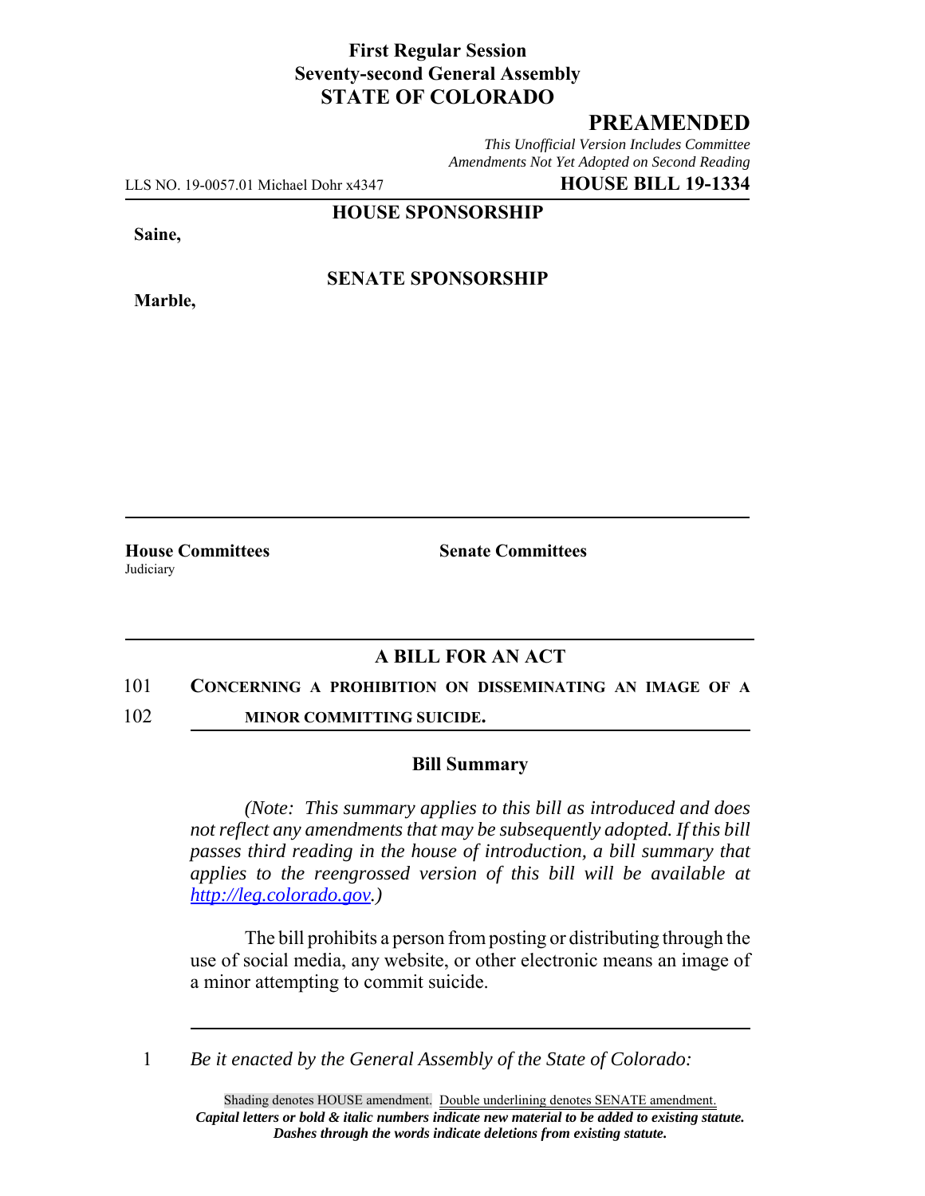**First Regular Session**
**Seventy-second General Assembly**
**STATE OF COLORADO**

**PREAMENDED**

*This Unofficial Version Includes Committee Amendments Not Yet Adopted on Second Reading*

LLS NO. 19-0057.01 Michael Dohr x4347 **HOUSE BILL 19-1334**

**HOUSE SPONSORSHIP**

**Saine,**

**SENATE SPONSORSHIP**

**Marble,**

**House Committees**
Judiciary

**Senate Committees**

## A BILL FOR AN ACT

101 **CONCERNING A PROHIBITION ON DISSEMINATING AN IMAGE OF A**
102 **MINOR COMMITTING SUICIDE.**

### Bill Summary

*(Note: This summary applies to this bill as introduced and does not reflect any amendments that may be subsequently adopted. If this bill passes third reading in the house of introduction, a bill summary that applies to the reengrossed version of this bill will be available at http://leg.colorado.gov.)*

The bill prohibits a person from posting or distributing through the use of social media, any website, or other electronic means an image of a minor attempting to commit suicide.

1 *Be it enacted by the General Assembly of the State of Colorado:*

Shading denotes HOUSE amendment. Double underlining denotes SENATE amendment.
***Capital letters or bold & italic numbers indicate new material to be added to existing statute.***
***Dashes through the words indicate deletions from existing statute.***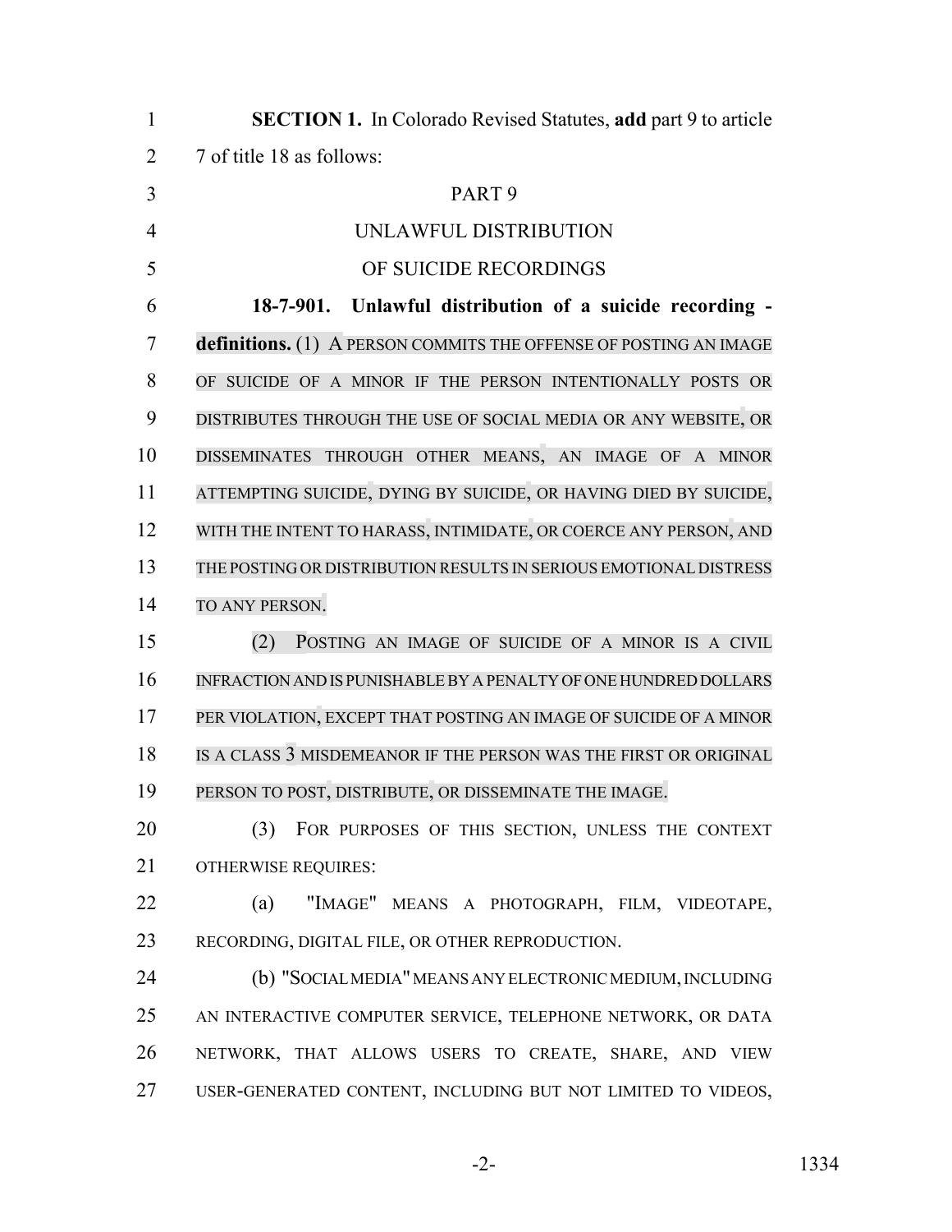**SECTION 1.** In Colorado Revised Statutes, **add** part 9 to article 7 of title 18 as follows:

PART 9

UNLAWFUL DISTRIBUTION

OF SUICIDE RECORDINGS

**18-7-901. Unlawful distribution of a suicide recording - definitions.** (1) A PERSON COMMITS THE OFFENSE OF POSTING AN IMAGE OF SUICIDE OF A MINOR IF THE PERSON INTENTIONALLY POSTS OR DISTRIBUTES THROUGH THE USE OF SOCIAL MEDIA OR ANY WEBSITE, OR DISSEMINATES THROUGH OTHER MEANS, AN IMAGE OF A MINOR ATTEMPTING SUICIDE, DYING BY SUICIDE, OR HAVING DIED BY SUICIDE, WITH THE INTENT TO HARASS, INTIMIDATE, OR COERCE ANY PERSON, AND THE POSTING OR DISTRIBUTION RESULTS IN SERIOUS EMOTIONAL DISTRESS TO ANY PERSON.

(2) POSTING AN IMAGE OF SUICIDE OF A MINOR IS A CIVIL INFRACTION AND IS PUNISHABLE BY A PENALTY OF ONE HUNDRED DOLLARS PER VIOLATION, EXCEPT THAT POSTING AN IMAGE OF SUICIDE OF A MINOR IS A CLASS 3 MISDEMEANOR IF THE PERSON WAS THE FIRST OR ORIGINAL PERSON TO POST, DISTRIBUTE, OR DISSEMINATE THE IMAGE.

(3) FOR PURPOSES OF THIS SECTION, UNLESS THE CONTEXT OTHERWISE REQUIRES:

(a) "IMAGE" MEANS A PHOTOGRAPH, FILM, VIDEOTAPE, RECORDING, DIGITAL FILE, OR OTHER REPRODUCTION.

(b) "SOCIAL MEDIA" MEANS ANY ELECTRONIC MEDIUM, INCLUDING AN INTERACTIVE COMPUTER SERVICE, TELEPHONE NETWORK, OR DATA NETWORK, THAT ALLOWS USERS TO CREATE, SHARE, AND VIEW USER-GENERATED CONTENT, INCLUDING BUT NOT LIMITED TO VIDEOS,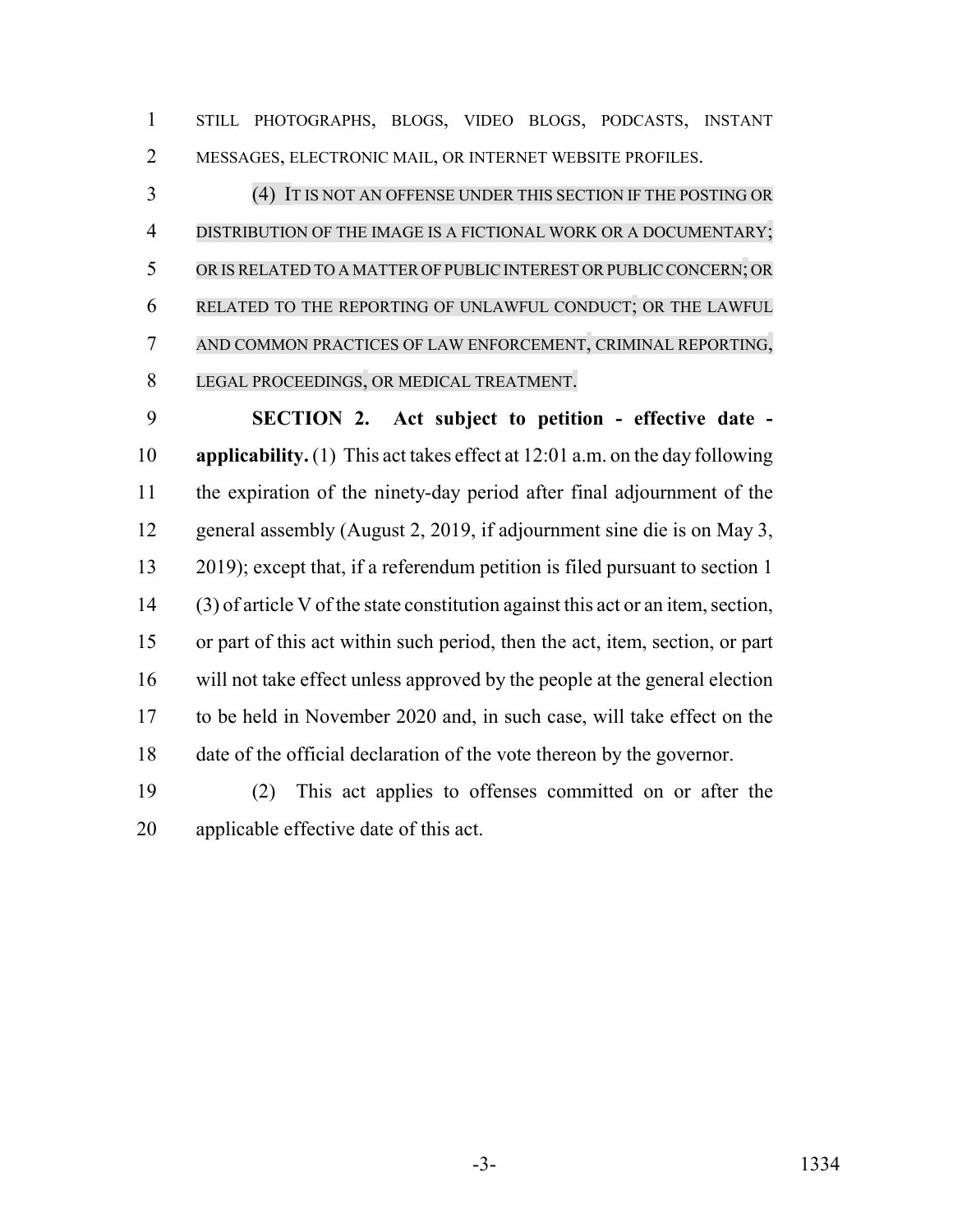STILL PHOTOGRAPHS, BLOGS, VIDEO BLOGS, PODCASTS, INSTANT MESSAGES, ELECTRONIC MAIL, OR INTERNET WEBSITE PROFILES.

(4) IT IS NOT AN OFFENSE UNDER THIS SECTION IF THE POSTING OR DISTRIBUTION OF THE IMAGE IS A FICTIONAL WORK OR A DOCUMENTARY; OR IS RELATED TO A MATTER OF PUBLIC INTEREST OR PUBLIC CONCERN; OR RELATED TO THE REPORTING OF UNLAWFUL CONDUCT; OR THE LAWFUL AND COMMON PRACTICES OF LAW ENFORCEMENT, CRIMINAL REPORTING, LEGAL PROCEEDINGS, OR MEDICAL TREATMENT.

**SECTION 2. Act subject to petition - effective date - applicability.** (1) This act takes effect at 12:01 a.m. on the day following the expiration of the ninety-day period after final adjournment of the general assembly (August 2, 2019, if adjournment sine die is on May 3, 2019); except that, if a referendum petition is filed pursuant to section 1 (3) of article V of the state constitution against this act or an item, section, or part of this act within such period, then the act, item, section, or part will not take effect unless approved by the people at the general election to be held in November 2020 and, in such case, will take effect on the date of the official declaration of the vote thereon by the governor.

(2) This act applies to offenses committed on or after the applicable effective date of this act.